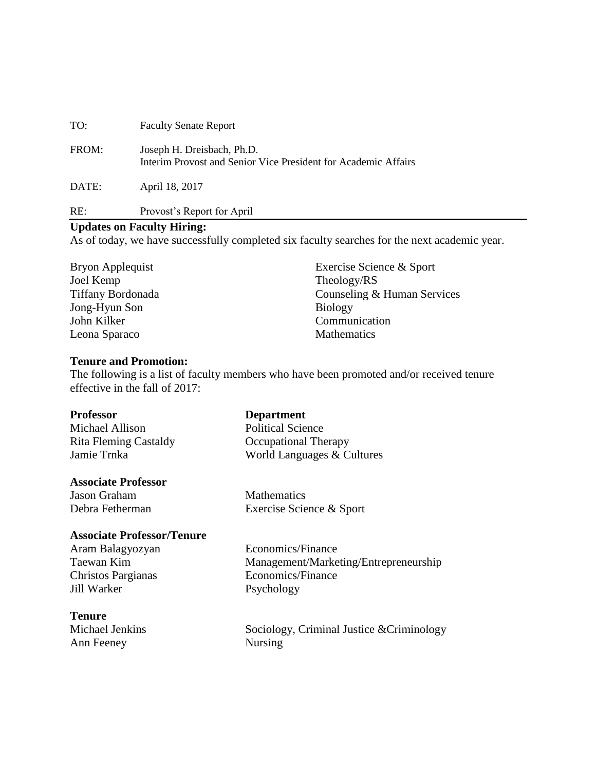TO: Faculty Senate Report

FROM: Joseph H. Dreisbach, Ph.D.
Interim Provost and Senior Vice President for Academic Affairs

DATE: April 18, 2017

RE: Provost's Report for April

---

**Updates on Faculty Hiring:**

As of today, we have successfully completed six faculty searches for the next academic year.

| | |
|---|---|
| Bryon Applequist | Exercise Science & Sport |
| Joel Kemp | Theology/RS |
| Tiffany Bordonada | Counseling & Human Services |
| Jong-Hyun Son | Biology |
| John Kilker | Communication |
| Leona Sparaco | Mathematics |

**Tenure and Promotion:**

The following is a list of faculty members who have been promoted and/or received tenure effective in the fall of 2017:

| **Professor** | **Department** |
|---|---|
| Michael Allison | Political Science |
| Rita Fleming Castaldy | Occupational Therapy |
| Jamie Trnka | World Languages & Cultures |
| **Associate Professor** | |
| Jason Graham | Mathematics |
| Debra Fetherman | Exercise Science & Sport |
| **Associate Professor/Tenure** | |
| Aram Balagyozyan | Economics/Finance |
| Taewan Kim | Management/Marketing/Entrepreneurship |
| Christos Pargianas | Economics/Finance |
| Jill Warker | Psychology |
| **Tenure** | |
| Michael Jenkins | Sociology, Criminal Justice &Criminology |
| Ann Feeney | Nursing |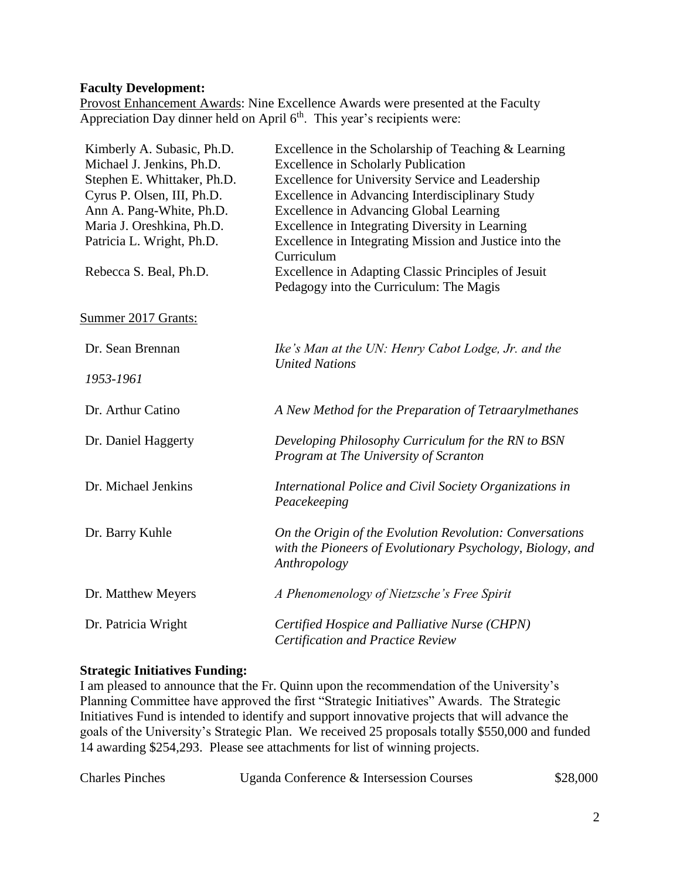**Faculty Development:**

Provost Enhancement Awards: Nine Excellence Awards were presented at the Faculty Appreciation Day dinner held on April 6th. This year's recipients were:

| | |
|---|---|
| Kimberly A. Subasic, Ph.D. | Excellence in the Scholarship of Teaching & Learning |
| Michael J. Jenkins, Ph.D. | Excellence in Scholarly Publication |
| Stephen E. Whittaker, Ph.D. | Excellence for University Service and Leadership |
| Cyrus P. Olsen, III, Ph.D. | Excellence in Advancing Interdisciplinary Study |
| Ann A. Pang-White, Ph.D. | Excellence in Advancing Global Learning |
| Maria J. Oreshkina, Ph.D. | Excellence in Integrating Diversity in Learning |
| Patricia L. Wright, Ph.D. | Excellence in Integrating Mission and Justice into the Curriculum |
| Rebecca S. Beal, Ph.D. | Excellence in Adapting Classic Principles of Jesuit Pedagogy into the Curriculum: The Magis |

Summer 2017 Grants:

| | |
|---|---|
| Dr. Sean Brennan | *Ike's Man at the UN: Henry Cabot Lodge, Jr. and the United Nations 1953-1961* |
| Dr. Arthur Catino | *A New Method for the Preparation of Tetraarylmethanes* |
| Dr. Daniel Haggerty | *Developing Philosophy Curriculum for the RN to BSN Program at The University of Scranton* |
| Dr. Michael Jenkins | *International Police and Civil Society Organizations in Peacekeeping* |
| Dr. Barry Kuhle | *On the Origin of the Evolution Revolution: Conversations with the Pioneers of Evolutionary Psychology, Biology, and Anthropology* |
| Dr. Matthew Meyers | *A Phenomenology of Nietzsche's Free Spirit* |
| Dr. Patricia Wright | *Certified Hospice and Palliative Nurse (CHPN) Certification and Practice Review* |

**Strategic Initiatives Funding:**

I am pleased to announce that the Fr. Quinn upon the recommendation of the University's Planning Committee have approved the first "Strategic Initiatives" Awards. The Strategic Initiatives Fund is intended to identify and support innovative projects that will advance the goals of the University's Strategic Plan. We received 25 proposals totally $550,000 and funded 14 awarding $254,293. Please see attachments for list of winning projects.

| | | |
|---|---|---|
| Charles Pinches | Uganda Conference & Intersession Courses | $28,000 |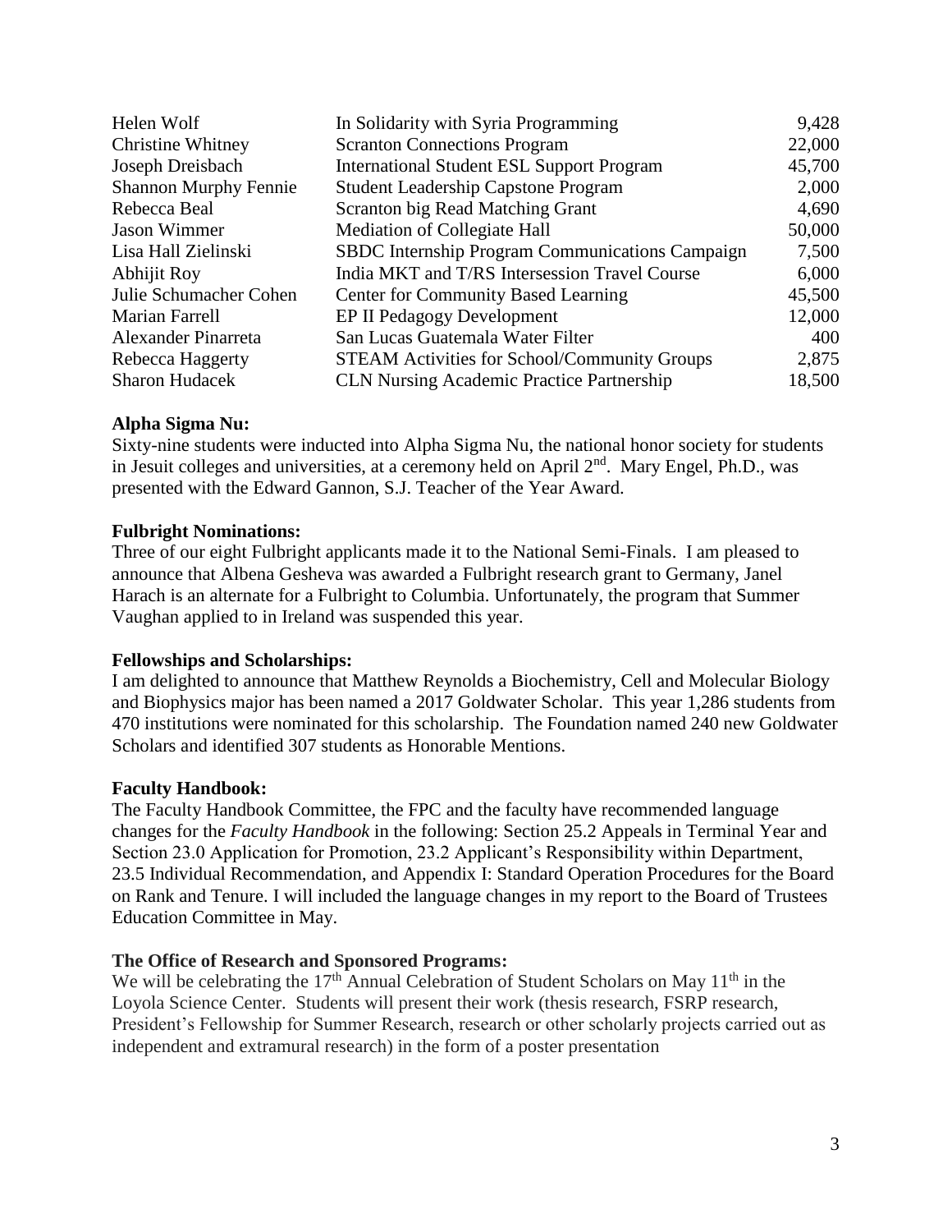| | | |
|---|---|---|
| Helen Wolf | In Solidarity with Syria Programming | 9,428 |
| Christine Whitney | Scranton Connections Program | 22,000 |
| Joseph Dreisbach | International Student ESL Support Program | 45,700 |
| Shannon Murphy Fennie | Student Leadership Capstone Program | 2,000 |
| Rebecca Beal | Scranton big Read Matching Grant | 4,690 |
| Jason Wimmer | Mediation of Collegiate Hall | 50,000 |
| Lisa Hall Zielinski | SBDC Internship Program Communications Campaign | 7,500 |
| Abhijit Roy | India MKT and T/RS Intersession Travel Course | 6,000 |
| Julie Schumacher Cohen | Center for Community Based Learning | 45,500 |
| Marian Farrell | EP II Pedagogy Development | 12,000 |
| Alexander Pinarreta | San Lucas Guatemala Water Filter | 400 |
| Rebecca Haggerty | STEAM Activities for School/Community Groups | 2,875 |
| Sharon Hudacek | CLN Nursing Academic Practice Partnership | 18,500 |

**Alpha Sigma Nu:**

Sixty-nine students were inducted into Alpha Sigma Nu, the national honor society for students in Jesuit colleges and universities, at a ceremony held on April 2nd. Mary Engel, Ph.D., was presented with the Edward Gannon, S.J. Teacher of the Year Award.

**Fulbright Nominations:**

Three of our eight Fulbright applicants made it to the National Semi-Finals. I am pleased to announce that Albena Gesheva was awarded a Fulbright research grant to Germany, Janel Harach is an alternate for a Fulbright to Columbia. Unfortunately, the program that Summer Vaughan applied to in Ireland was suspended this year.

**Fellowships and Scholarships:**

I am delighted to announce that Matthew Reynolds a Biochemistry, Cell and Molecular Biology and Biophysics major has been named a 2017 Goldwater Scholar. This year 1,286 students from 470 institutions were nominated for this scholarship. The Foundation named 240 new Goldwater Scholars and identified 307 students as Honorable Mentions.

**Faculty Handbook:**

The Faculty Handbook Committee, the FPC and the faculty have recommended language changes for the *Faculty Handbook* in the following: Section 25.2 Appeals in Terminal Year and Section 23.0 Application for Promotion, 23.2 Applicant's Responsibility within Department, 23.5 Individual Recommendation, and Appendix I: Standard Operation Procedures for the Board on Rank and Tenure. I will included the language changes in my report to the Board of Trustees Education Committee in May.

**The Office of Research and Sponsored Programs:**

We will be celebrating the 17th Annual Celebration of Student Scholars on May 11th in the Loyola Science Center. Students will present their work (thesis research, FSRP research, President's Fellowship for Summer Research, research or other scholarly projects carried out as independent and extramural research) in the form of a poster presentation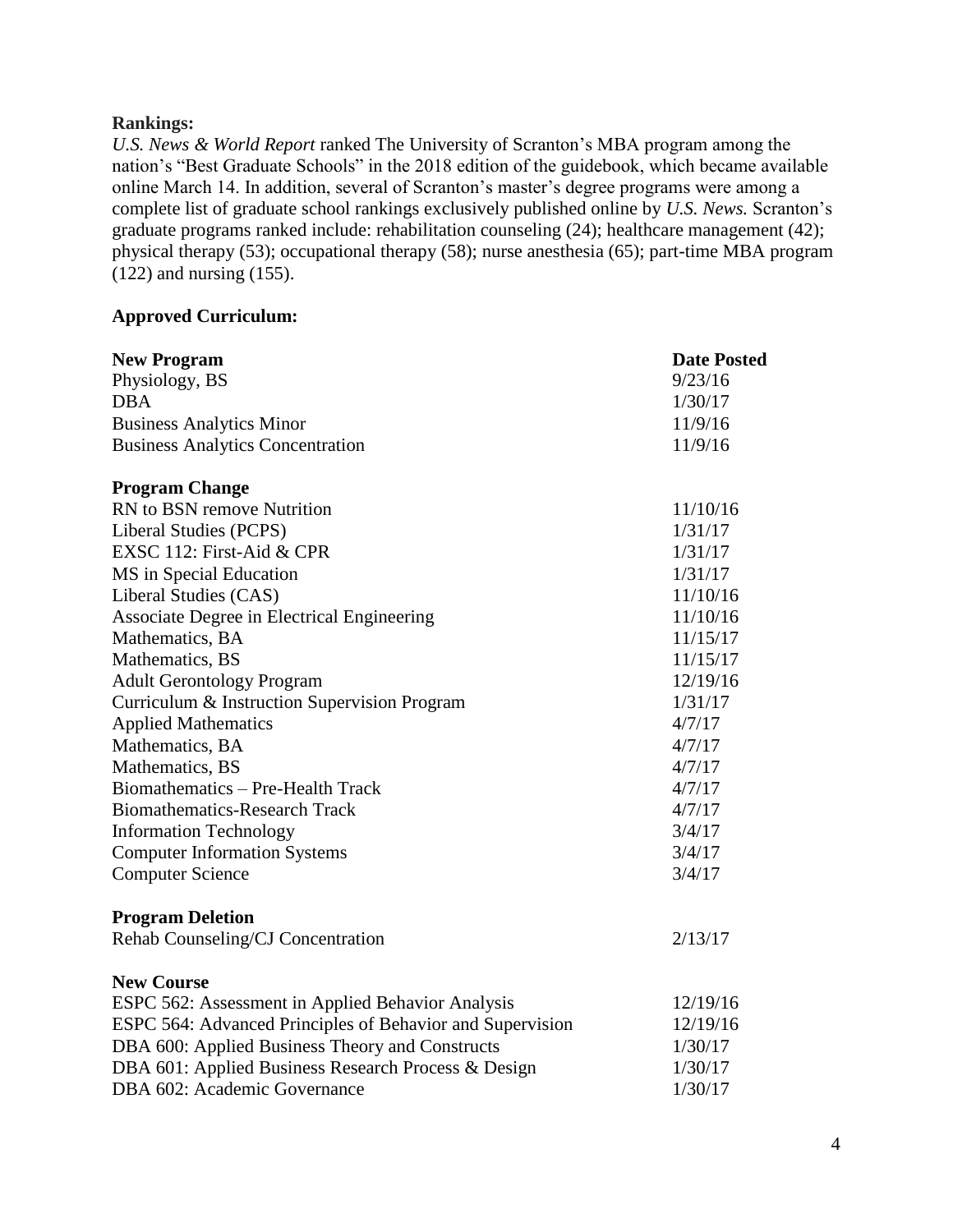**Rankings:**

*U.S. News & World Report* ranked The University of Scranton's MBA program among the nation's "Best Graduate Schools" in the 2018 edition of the guidebook, which became available online March 14. In addition, several of Scranton's master's degree programs were among a complete list of graduate school rankings exclusively published online by *U.S. News.* Scranton's graduate programs ranked include: rehabilitation counseling (24); healthcare management (42); physical therapy (53); occupational therapy (58); nurse anesthesia (65); part-time MBA program (122) and nursing (155).

**Approved Curriculum:**

| **New Program** | **Date Posted** |
|---|---|
| Physiology, BS | 9/23/16 |
| DBA | 1/30/17 |
| Business Analytics Minor | 11/9/16 |
| Business Analytics Concentration | 11/9/16 |
| **Program Change** | |
| RN to BSN remove Nutrition | 11/10/16 |
| Liberal Studies (PCPS) | 1/31/17 |
| EXSC 112: First-Aid & CPR | 1/31/17 |
| MS in Special Education | 1/31/17 |
| Liberal Studies (CAS) | 11/10/16 |
| Associate Degree in Electrical Engineering | 11/10/16 |
| Mathematics, BA | 11/15/17 |
| Mathematics, BS | 11/15/17 |
| Adult Gerontology Program | 12/19/16 |
| Curriculum & Instruction Supervision Program | 1/31/17 |
| Applied Mathematics | 4/7/17 |
| Mathematics, BA | 4/7/17 |
| Mathematics, BS | 4/7/17 |
| Biomathematics – Pre-Health Track | 4/7/17 |
| Biomathematics-Research Track | 4/7/17 |
| Information Technology | 3/4/17 |
| Computer Information Systems | 3/4/17 |
| Computer Science | 3/4/17 |
| **Program Deletion** | |
| Rehab Counseling/CJ Concentration | 2/13/17 |
| **New Course** | |
| ESPC 562: Assessment in Applied Behavior Analysis | 12/19/16 |
| ESPC 564: Advanced Principles of Behavior and Supervision | 12/19/16 |
| DBA 600: Applied Business Theory and Constructs | 1/30/17 |
| DBA 601: Applied Business Research Process & Design | 1/30/17 |
| DBA 602: Academic Governance | 1/30/17 |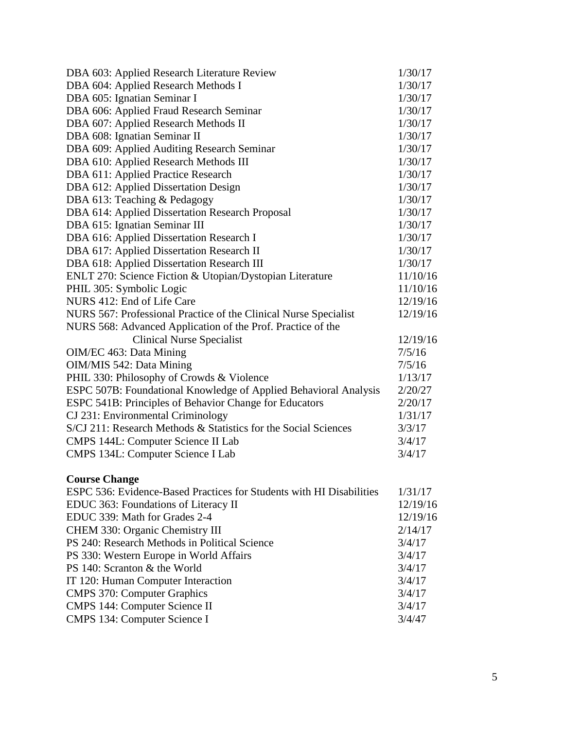| | |
|---|---|
| DBA 603: Applied Research Literature Review | 1/30/17 |
| DBA 604: Applied Research Methods I | 1/30/17 |
| DBA 605: Ignatian Seminar I | 1/30/17 |
| DBA 606: Applied Fraud Research Seminar | 1/30/17 |
| DBA 607: Applied Research Methods II | 1/30/17 |
| DBA 608: Ignatian Seminar II | 1/30/17 |
| DBA 609: Applied Auditing Research Seminar | 1/30/17 |
| DBA 610: Applied Research Methods III | 1/30/17 |
| DBA 611: Applied Practice Research | 1/30/17 |
| DBA 612: Applied Dissertation Design | 1/30/17 |
| DBA 613: Teaching & Pedagogy | 1/30/17 |
| DBA 614: Applied Dissertation Research Proposal | 1/30/17 |
| DBA 615: Ignatian Seminar III | 1/30/17 |
| DBA 616: Applied Dissertation Research I | 1/30/17 |
| DBA 617: Applied Dissertation Research II | 1/30/17 |
| DBA 618: Applied Dissertation Research III | 1/30/17 |
| ENLT 270: Science Fiction & Utopian/Dystopian Literature | 11/10/16 |
| PHIL 305: Symbolic Logic | 11/10/16 |
| NURS 412: End of Life Care | 12/19/16 |
| NURS 567: Professional Practice of the Clinical Nurse Specialist | 12/19/16 |
| NURS 568: Advanced Application of the Prof. Practice of the Clinical Nurse Specialist | 12/19/16 |
| OIM/EC 463: Data Mining | 7/5/16 |
| OIM/MIS 542: Data Mining | 7/5/16 |
| PHIL 330: Philosophy of Crowds & Violence | 1/13/17 |
| ESPC 507B: Foundational Knowledge of Applied Behavioral Analysis | 2/20/27 |
| ESPC 541B: Principles of Behavior Change for Educators | 2/20/17 |
| CJ 231: Environmental Criminology | 1/31/17 |
| S/CJ 211: Research Methods & Statistics for the Social Sciences | 3/3/17 |
| CMPS 144L: Computer Science II Lab | 3/4/17 |
| CMPS 134L: Computer Science I Lab | 3/4/17 |

**Course Change**

| | |
|---|---|
| ESPC 536: Evidence-Based Practices for Students with HI Disabilities | 1/31/17 |
| EDUC 363: Foundations of Literacy II | 12/19/16 |
| EDUC 339: Math for Grades 2-4 | 12/19/16 |
| CHEM 330: Organic Chemistry III | 2/14/17 |
| PS 240: Research Methods in Political Science | 3/4/17 |
| PS 330: Western Europe in World Affairs | 3/4/17 |
| PS 140: Scranton & the World | 3/4/17 |
| IT 120: Human Computer Interaction | 3/4/17 |
| CMPS 370: Computer Graphics | 3/4/17 |
| CMPS 144: Computer Science II | 3/4/17 |
| CMPS 134: Computer Science I | 3/4/47 |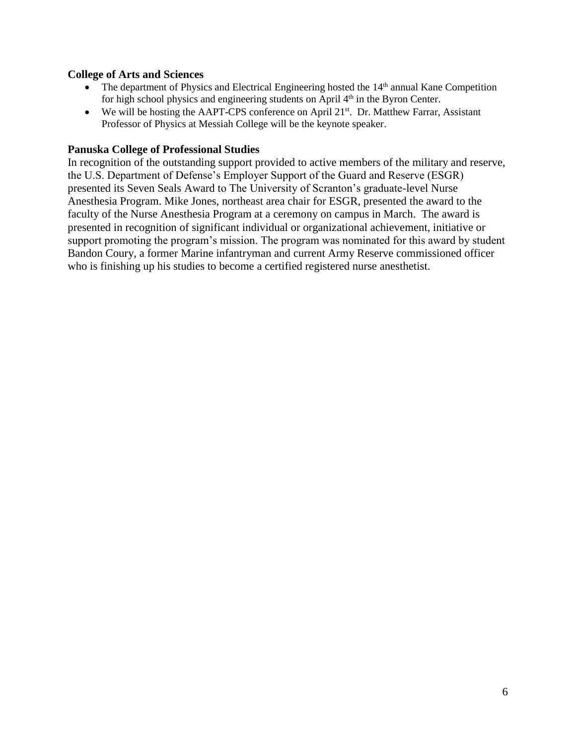**College of Arts and Sciences**

- The department of Physics and Electrical Engineering hosted the 14th annual Kane Competition for high school physics and engineering students on April 4th in the Byron Center.
- We will be hosting the AAPT-CPS conference on April 21st. Dr. Matthew Farrar, Assistant Professor of Physics at Messiah College will be the keynote speaker.

**Panuska College of Professional Studies**

In recognition of the outstanding support provided to active members of the military and reserve, the U.S. Department of Defense's Employer Support of the Guard and Reserve (ESGR) presented its Seven Seals Award to The University of Scranton's graduate-level Nurse Anesthesia Program. Mike Jones, northeast area chair for ESGR, presented the award to the faculty of the Nurse Anesthesia Program at a ceremony on campus in March. The award is presented in recognition of significant individual or organizational achievement, initiative or support promoting the program's mission. The program was nominated for this award by student Bandon Coury, a former Marine infantryman and current Army Reserve commissioned officer who is finishing up his studies to become a certified registered nurse anesthetist.